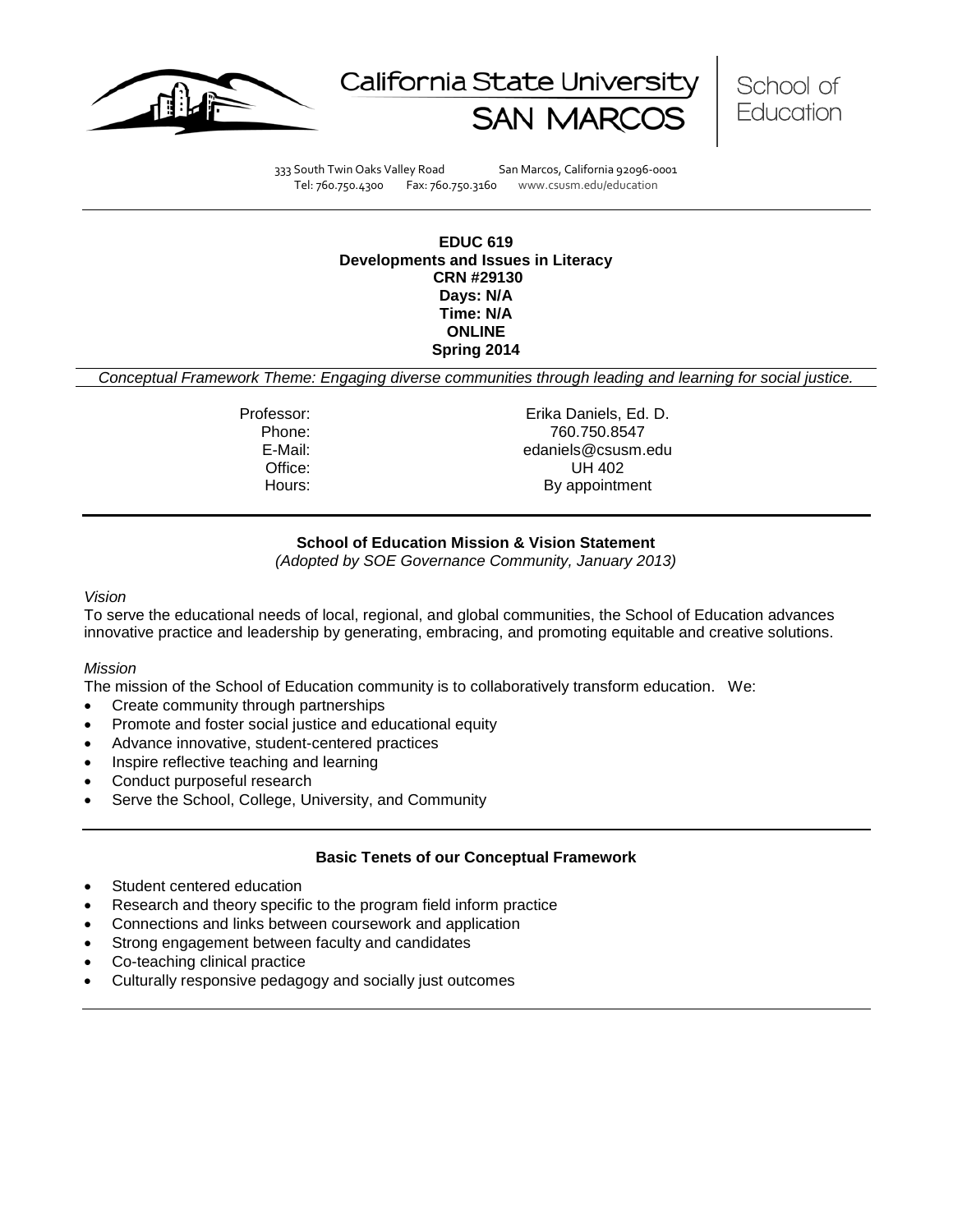California State University SAN MARCOS

School of Education

333 South Twin Oaks Valley Road San Marcos, California 92096-0001
Tel: 760.750.4300 Fax: 760.750.3160 www.csusm.edu/education

**EDUC 619**
**Developments and Issues in Literacy**
**CRN #29130**
**Days: N/A**
**Time: N/A**
**ONLINE**
**Spring 2014**

*Conceptual Framework Theme: Engaging diverse communities through leading and learning for social justice.*

| | |
|---|---|
| Professor: | Erika Daniels, Ed. D. |
| Phone: | 760.750.8547 |
| E-Mail: | edaniels@csusm.edu |
| Office: | UH 402 |
| Hours: | By appointment |

## School of Education Mission & Vision Statement

*(Adopted by SOE Governance Community, January 2013)*

*Vision*

To serve the educational needs of local, regional, and global communities, the School of Education advances innovative practice and leadership by generating, embracing, and promoting equitable and creative solutions.

*Mission*

The mission of the School of Education community is to collaboratively transform education. We:

- Create community through partnerships
- Promote and foster social justice and educational equity
- Advance innovative, student-centered practices
- Inspire reflective teaching and learning
- Conduct purposeful research
- Serve the School, College, University, and Community

## Basic Tenets of our Conceptual Framework

- Student centered education
- Research and theory specific to the program field inform practice
- Connections and links between coursework and application
- Strong engagement between faculty and candidates
- Co-teaching clinical practice
- Culturally responsive pedagogy and socially just outcomes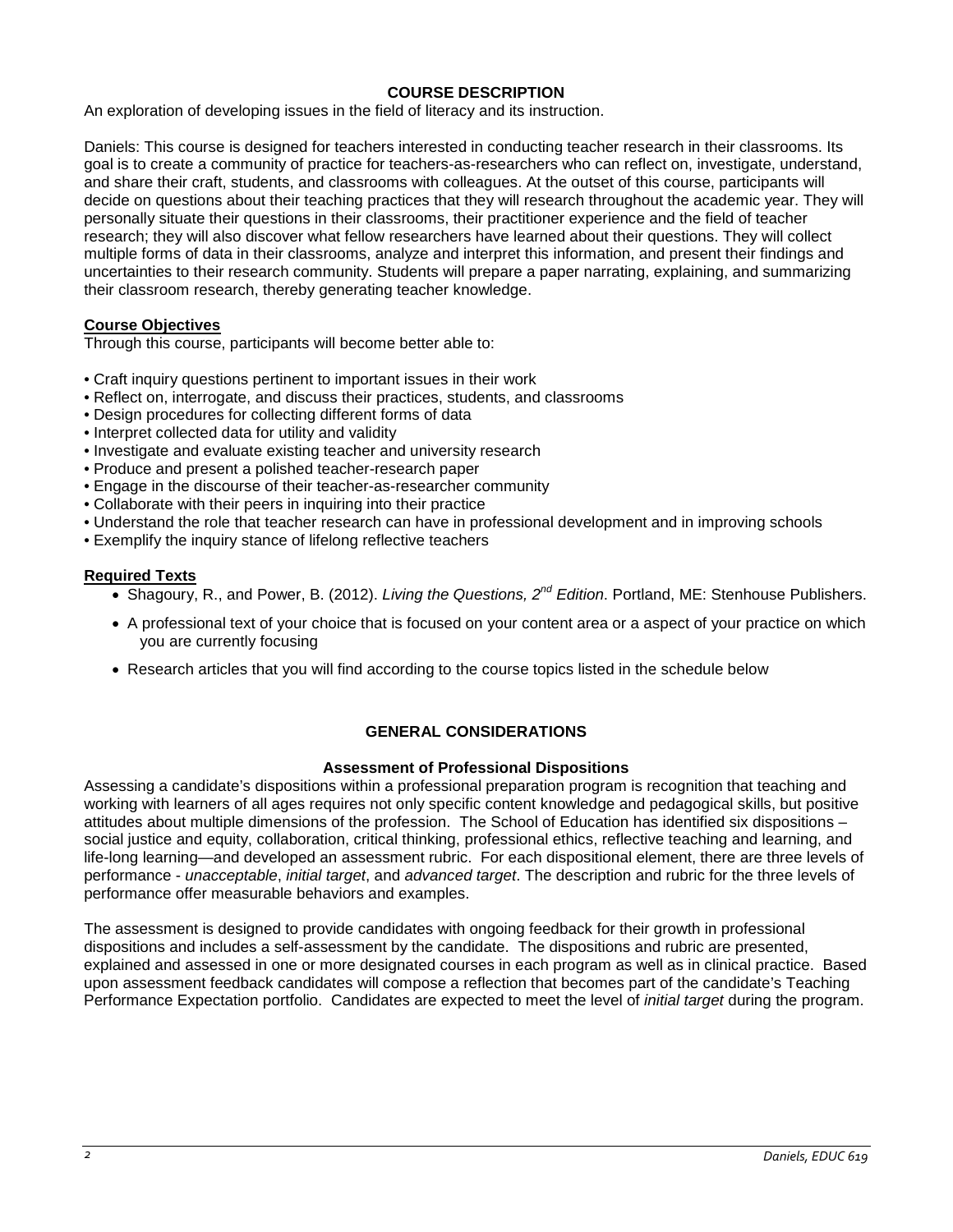## COURSE DESCRIPTION

An exploration of developing issues in the field of literacy and its instruction.

Daniels: This course is designed for teachers interested in conducting teacher research in their classrooms. Its goal is to create a community of practice for teachers-as-researchers who can reflect on, investigate, understand, and share their craft, students, and classrooms with colleagues. At the outset of this course, participants will decide on questions about their teaching practices that they will research throughout the academic year. They will personally situate their questions in their classrooms, their practitioner experience and the field of teacher research; they will also discover what fellow researchers have learned about their questions. They will collect multiple forms of data in their classrooms, analyze and interpret this information, and present their findings and uncertainties to their research community. Students will prepare a paper narrating, explaining, and summarizing their classroom research, thereby generating teacher knowledge.

### Course Objectives

Through this course, participants will become better able to:

- Craft inquiry questions pertinent to important issues in their work
- Reflect on, interrogate, and discuss their practices, students, and classrooms
- Design procedures for collecting different forms of data
- Interpret collected data for utility and validity
- Investigate and evaluate existing teacher and university research
- Produce and present a polished teacher-research paper
- Engage in the discourse of their teacher-as-researcher community
- Collaborate with their peers in inquiring into their practice
- Understand the role that teacher research can have in professional development and in improving schools
- Exemplify the inquiry stance of lifelong reflective teachers

### Required Texts

- Shagoury, R., and Power, B. (2012). *Living the Questions, 2nd Edition*. Portland, ME: Stenhouse Publishers.
- A professional text of your choice that is focused on your content area or a aspect of your practice on which you are currently focusing
- Research articles that you will find according to the course topics listed in the schedule below

## GENERAL CONSIDERATIONS

### Assessment of Professional Dispositions

Assessing a candidate's dispositions within a professional preparation program is recognition that teaching and working with learners of all ages requires not only specific content knowledge and pedagogical skills, but positive attitudes about multiple dimensions of the profession. The School of Education has identified six dispositions – social justice and equity, collaboration, critical thinking, professional ethics, reflective teaching and learning, and life-long learning—and developed an assessment rubric. For each dispositional element, there are three levels of performance - *unacceptable*, *initial target*, and *advanced target*. The description and rubric for the three levels of performance offer measurable behaviors and examples.

The assessment is designed to provide candidates with ongoing feedback for their growth in professional dispositions and includes a self-assessment by the candidate. The dispositions and rubric are presented, explained and assessed in one or more designated courses in each program as well as in clinical practice. Based upon assessment feedback candidates will compose a reflection that becomes part of the candidate's Teaching Performance Expectation portfolio. Candidates are expected to meet the level of *initial target* during the program.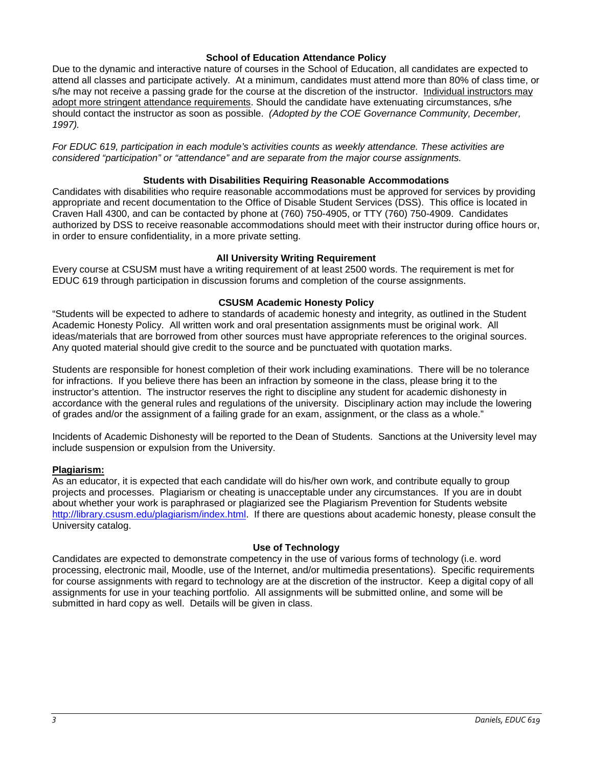### School of Education Attendance Policy

Due to the dynamic and interactive nature of courses in the School of Education, all candidates are expected to attend all classes and participate actively. At a minimum, candidates must attend more than 80% of class time, or s/he may not receive a passing grade for the course at the discretion of the instructor. Individual instructors may adopt more stringent attendance requirements. Should the candidate have extenuating circumstances, s/he should contact the instructor as soon as possible. *(Adopted by the COE Governance Community, December, 1997).*

*For EDUC 619, participation in each module's activities counts as weekly attendance. These activities are considered "participation" or "attendance" and are separate from the major course assignments.*

### Students with Disabilities Requiring Reasonable Accommodations

Candidates with disabilities who require reasonable accommodations must be approved for services by providing appropriate and recent documentation to the Office of Disable Student Services (DSS). This office is located in Craven Hall 4300, and can be contacted by phone at (760) 750-4905, or TTY (760) 750-4909. Candidates authorized by DSS to receive reasonable accommodations should meet with their instructor during office hours or, in order to ensure confidentiality, in a more private setting.

### All University Writing Requirement

Every course at CSUSM must have a writing requirement of at least 2500 words. The requirement is met for EDUC 619 through participation in discussion forums and completion of the course assignments.

### CSUSM Academic Honesty Policy

"Students will be expected to adhere to standards of academic honesty and integrity, as outlined in the Student Academic Honesty Policy. All written work and oral presentation assignments must be original work. All ideas/materials that are borrowed from other sources must have appropriate references to the original sources. Any quoted material should give credit to the source and be punctuated with quotation marks.

Students are responsible for honest completion of their work including examinations. There will be no tolerance for infractions. If you believe there has been an infraction by someone in the class, please bring it to the instructor's attention. The instructor reserves the right to discipline any student for academic dishonesty in accordance with the general rules and regulations of the university. Disciplinary action may include the lowering of grades and/or the assignment of a failing grade for an exam, assignment, or the class as a whole."

Incidents of Academic Dishonesty will be reported to the Dean of Students. Sanctions at the University level may include suspension or expulsion from the University.

**Plagiarism:**

As an educator, it is expected that each candidate will do his/her own work, and contribute equally to group projects and processes. Plagiarism or cheating is unacceptable under any circumstances. If you are in doubt about whether your work is paraphrased or plagiarized see the Plagiarism Prevention for Students website http://library.csusm.edu/plagiarism/index.html. If there are questions about academic honesty, please consult the University catalog.

### Use of Technology

Candidates are expected to demonstrate competency in the use of various forms of technology (i.e. word processing, electronic mail, Moodle, use of the Internet, and/or multimedia presentations). Specific requirements for course assignments with regard to technology are at the discretion of the instructor. Keep a digital copy of all assignments for use in your teaching portfolio. All assignments will be submitted online, and some will be submitted in hard copy as well. Details will be given in class.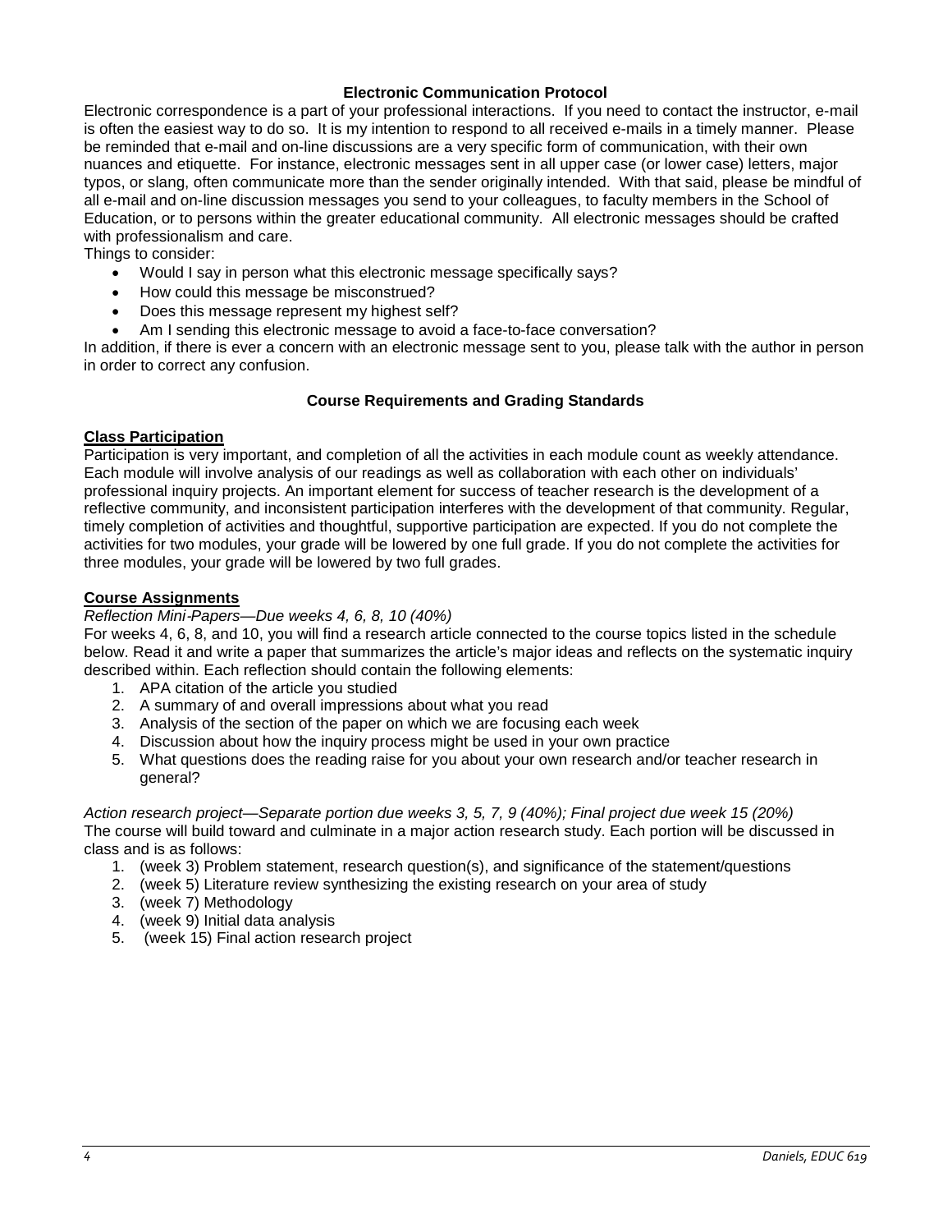### Electronic Communication Protocol

Electronic correspondence is a part of your professional interactions. If you need to contact the instructor, e-mail is often the easiest way to do so. It is my intention to respond to all received e-mails in a timely manner. Please be reminded that e-mail and on-line discussions are a very specific form of communication, with their own nuances and etiquette. For instance, electronic messages sent in all upper case (or lower case) letters, major typos, or slang, often communicate more than the sender originally intended. With that said, please be mindful of all e-mail and on-line discussion messages you send to your colleagues, to faculty members in the School of Education, or to persons within the greater educational community. All electronic messages should be crafted with professionalism and care.

Things to consider:

- Would I say in person what this electronic message specifically says?
- How could this message be misconstrued?
- Does this message represent my highest self?
- Am I sending this electronic message to avoid a face-to-face conversation?

In addition, if there is ever a concern with an electronic message sent to you, please talk with the author in person in order to correct any confusion.

### Course Requirements and Grading Standards

**Class Participation**

Participation is very important, and completion of all the activities in each module count as weekly attendance. Each module will involve analysis of our readings as well as collaboration with each other on individuals' professional inquiry projects. An important element for success of teacher research is the development of a reflective community, and inconsistent participation interferes with the development of that community. Regular, timely completion of activities and thoughtful, supportive participation are expected. If you do not complete the activities for two modules, your grade will be lowered by one full grade. If you do not complete the activities for three modules, your grade will be lowered by two full grades.

**Course Assignments**

*Reflection Mini-Papers—Due weeks 4, 6, 8, 10 (40%)*

For weeks 4, 6, 8, and 10, you will find a research article connected to the course topics listed in the schedule below. Read it and write a paper that summarizes the article's major ideas and reflects on the systematic inquiry described within. Each reflection should contain the following elements:

1. APA citation of the article you studied
2. A summary of and overall impressions about what you read
3. Analysis of the section of the paper on which we are focusing each week
4. Discussion about how the inquiry process might be used in your own practice
5. What questions does the reading raise for you about your own research and/or teacher research in general?

*Action research project—Separate portion due weeks 3, 5, 7, 9 (40%); Final project due week 15 (20%)*

The course will build toward and culminate in a major action research study. Each portion will be discussed in class and is as follows:

1. (week 3) Problem statement, research question(s), and significance of the statement/questions
2. (week 5) Literature review synthesizing the existing research on your area of study
3. (week 7) Methodology
4. (week 9) Initial data analysis
5. (week 15) Final action research project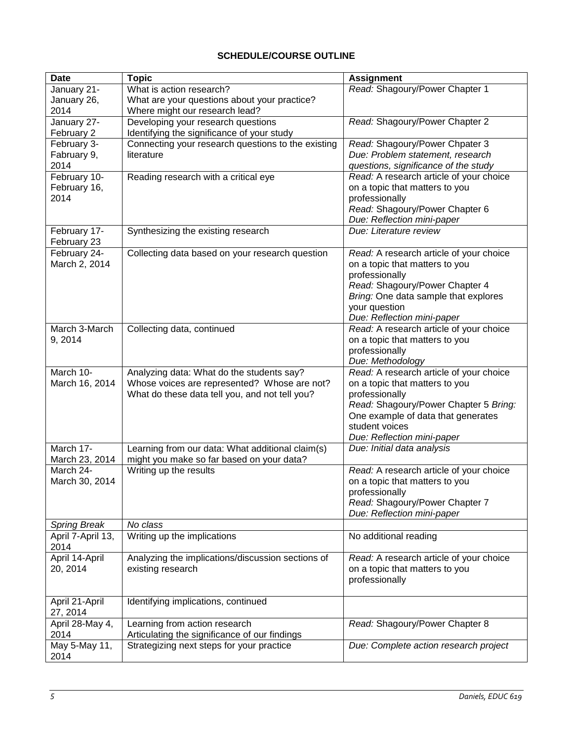**SCHEDULE/COURSE OUTLINE**

| Date | Topic | Assignment |
|---|---|---|
| January 21-January 26, 2014 | What is action research?<br>What are your questions about your practice?<br>Where might our research lead? | *Read:* Shagoury/Power Chapter 1 |
| January 27-February 2 | Developing your research questions<br>Identifying the significance of your study | *Read:* Shagoury/Power Chapter 2 |
| February 3-February 9, 2014 | Connecting your research questions to the existing literature | *Read:* Shagoury/Power Chpater 3<br>*Due: Problem statement, research questions, significance of the study* |
| February 10-February 16, 2014 | Reading research with a critical eye | *Read:* A research article of your choice on a topic that matters to you professionally<br>*Read:* Shagoury/Power Chapter 6<br>*Due: Reflection mini-paper* |
| February 17-February 23 | Synthesizing the existing research | *Due: Literature review* |
| February 24-March 2, 2014 | Collecting data based on your research question | *Read:* A research article of your choice on a topic that matters to you professionally<br>*Read:* Shagoury/Power Chapter 4<br>*Bring:* One data sample that explores your question<br>*Due: Reflection mini-paper* |
| March 3-March 9, 2014 | Collecting data, continued | *Read:* A research article of your choice on a topic that matters to you professionally<br>*Due: Methodology* |
| March 10-March 16, 2014 | Analyzing data: What do the students say?<br>Whose voices are represented? Whose are not?<br>What do these data tell you, and not tell you? | *Read:* A research article of your choice on a topic that matters to you professionally<br>*Read:* Shagoury/Power Chapter 5 *Bring:* One example of data that generates student voices<br>*Due: Reflection mini-paper* |
| March 17-March 23, 2014 | Learning from our data: What additional claim(s) might you make so far based on your data? | *Due: Initial data analysis* |
| March 24-March 30, 2014 | Writing up the results | *Read:* A research article of your choice on a topic that matters to you professionally<br>*Read:* Shagoury/Power Chapter 7<br>*Due: Reflection mini-paper* |
| *Spring Break* | *No class* | |
| April 7-April 13, 2014 | Writing up the implications | No additional reading |
| April 14-April 20, 2014 | Analyzing the implications/discussion sections of existing research | *Read:* A research article of your choice on a topic that matters to you professionally |
| April 21-April 27, 2014 | Identifying implications, continued | |
| April 28-May 4, 2014 | Learning from action research<br>Articulating the significance of our findings | *Read:* Shagoury/Power Chapter 8 |
| May 5-May 11, 2014 | Strategizing next steps for your practice | *Due: Complete action research project* |